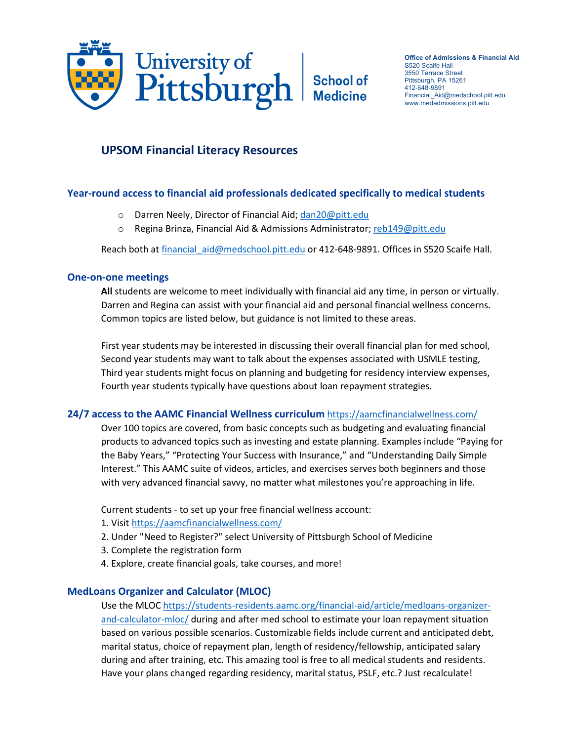University of Pittsburgh | School of Medicine

**Office of Admissions & Financial Aid**
S520 Scaife Hall
3550 Terrace Street
Pittsburgh, PA 15261
412-648-9891
Financial_Aid@medschool.pitt.edu
www.medadmissions.pitt.edu

# UPSOM Financial Literacy Resources

## Year-round access to financial aid professionals dedicated specifically to medical students

- Darren Neely, Director of Financial Aid; dan20@pitt.edu
- Regina Brinza, Financial Aid & Admissions Administrator; reb149@pitt.edu

Reach both at financial_aid@medschool.pitt.edu or 412-648-9891. Offices in S520 Scaife Hall.

## One-on-one meetings

**All** students are welcome to meet individually with financial aid any time, in person or virtually. Darren and Regina can assist with your financial aid and personal financial wellness concerns. Common topics are listed below, but guidance is not limited to these areas.

First year students may be interested in discussing their overall financial plan for med school,
Second year students may want to talk about the expenses associated with USMLE testing,
Third year students might focus on planning and budgeting for residency interview expenses,
Fourth year students typically have questions about loan repayment strategies.

## 24/7 access to the AAMC Financial Wellness curriculum https://aamcfinancialwellness.com/

Over 100 topics are covered, from basic concepts such as budgeting and evaluating financial products to advanced topics such as investing and estate planning. Examples include "Paying for the Baby Years," "Protecting Your Success with Insurance," and "Understanding Daily Simple Interest." This AAMC suite of videos, articles, and exercises serves both beginners and those with very advanced financial savvy, no matter what milestones you're approaching in life.

Current students - to set up your free financial wellness account:

1. Visit https://aamcfinancialwellness.com/
2. Under "Need to Register?" select University of Pittsburgh School of Medicine
3. Complete the registration form
4. Explore, create financial goals, take courses, and more!

## MedLoans Organizer and Calculator (MLOC)

Use the MLOC https://students-residents.aamc.org/financial-aid/article/medloans-organizer-and-calculator-mloc/ during and after med school to estimate your loan repayment situation based on various possible scenarios. Customizable fields include current and anticipated debt, marital status, choice of repayment plan, length of residency/fellowship, anticipated salary during and after training, etc. This amazing tool is free to all medical students and residents. Have your plans changed regarding residency, marital status, PSLF, etc.? Just recalculate!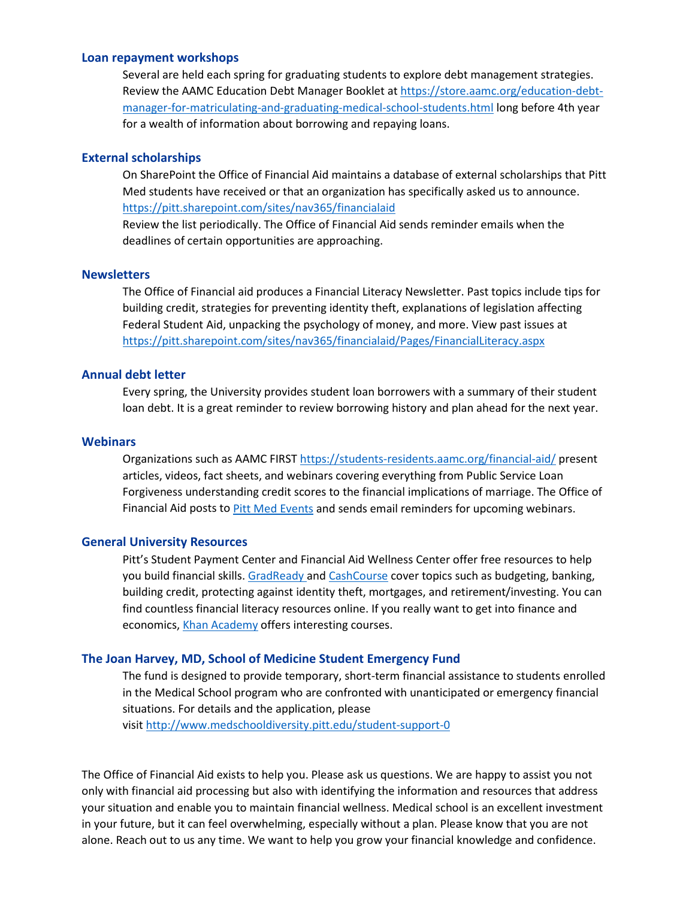### Loan repayment workshops

Several are held each spring for graduating students to explore debt management strategies. Review the AAMC Education Debt Manager Booklet at https://store.aamc.org/education-debt-manager-for-matriculating-and-graduating-medical-school-students.html long before 4th year for a wealth of information about borrowing and repaying loans.

### External scholarships

On SharePoint the Office of Financial Aid maintains a database of external scholarships that Pitt Med students have received or that an organization has specifically asked us to announce. https://pitt.sharepoint.com/sites/nav365/financialaid

Review the list periodically. The Office of Financial Aid sends reminder emails when the deadlines of certain opportunities are approaching.

### Newsletters

The Office of Financial aid produces a Financial Literacy Newsletter. Past topics include tips for building credit, strategies for preventing identity theft, explanations of legislation affecting Federal Student Aid, unpacking the psychology of money, and more. View past issues at https://pitt.sharepoint.com/sites/nav365/financialaid/Pages/FinancialLiteracy.aspx

### Annual debt letter

Every spring, the University provides student loan borrowers with a summary of their student loan debt. It is a great reminder to review borrowing history and plan ahead for the next year.

### Webinars

Organizations such as AAMC FIRST https://students-residents.aamc.org/financial-aid/ present articles, videos, fact sheets, and webinars covering everything from Public Service Loan Forgiveness understanding credit scores to the financial implications of marriage. The Office of Financial Aid posts to Pitt Med Events and sends email reminders for upcoming webinars.

### General University Resources

Pitt's Student Payment Center and Financial Aid Wellness Center offer free resources to help you build financial skills. GradReady and CashCourse cover topics such as budgeting, banking, building credit, protecting against identity theft, mortgages, and retirement/investing. You can find countless financial literacy resources online. If you really want to get into finance and economics, Khan Academy offers interesting courses.

### The Joan Harvey, MD, School of Medicine Student Emergency Fund

The fund is designed to provide temporary, short-term financial assistance to students enrolled in the Medical School program who are confronted with unanticipated or emergency financial situations. For details and the application, please visit http://www.medschooldiversity.pitt.edu/student-support-0

The Office of Financial Aid exists to help you. Please ask us questions. We are happy to assist you not only with financial aid processing but also with identifying the information and resources that address your situation and enable you to maintain financial wellness. Medical school is an excellent investment in your future, but it can feel overwhelming, especially without a plan. Please know that you are not alone. Reach out to us any time. We want to help you grow your financial knowledge and confidence.